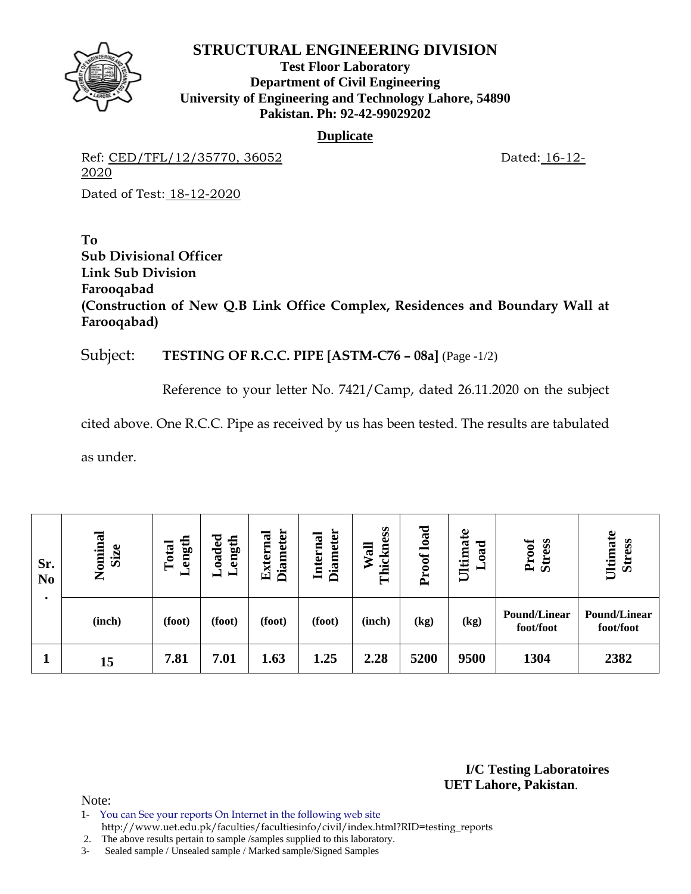# STRUCTURAL ENGINEERING DIVISION

**Test Floor Laboratory**
**Department of Civil Engineering**
**University of Engineering and Technology Lahore, 54890**
**Pakistan. Ph: 92-42-99029202**

**Duplicate**

Ref: CED/TFL/12/35770, 36052 Dated: 16-12-2020

Dated of Test: 18-12-2020

**To**
**Sub Divisional Officer**
**Link Sub Division**
**Farooqabad**
**(Construction of New Q.B Link Office Complex, Residences and Boundary Wall at Farooqabad)**

Subject: **TESTING OF R.C.C. PIPE [ASTM-C76 – 08a]** (Page -1/2)

Reference to your letter No. 7421/Camp, dated 26.11.2020 on the subject cited above. One R.C.C. Pipe as received by us has been tested. The results are tabulated as under.

| Sr. No. | Nominal Size | Total Length | Loaded Length | External Diameter | Internal Diameter | Wall Thickness | Proof load | Ultimate Load | Proof Stress | Ultimate Stress |
|---|---|---|---|---|---|---|---|---|---|---|
| | (inch) | (foot) | (foot) | (foot) | (foot) | (inch) | (kg) | (kg) | Pound/Linear foot/foot | Pound/Linear foot/foot |
| 1 | 15 | 7.81 | 7.01 | 1.63 | 1.25 | 2.28 | 5200 | 9500 | 1304 | 2382 |

**I/C Testing Laboratoires**
**UET Lahore, Pakistan**.

Note:

1- You can See your reports On Internet in the following web site http://www.uet.edu.pk/faculties/facultiesinfo/civil/index.html?RID=testing_reports
2. The above results pertain to sample /samples supplied to this laboratory.
3- Sealed sample / Unsealed sample / Marked sample/Signed Samples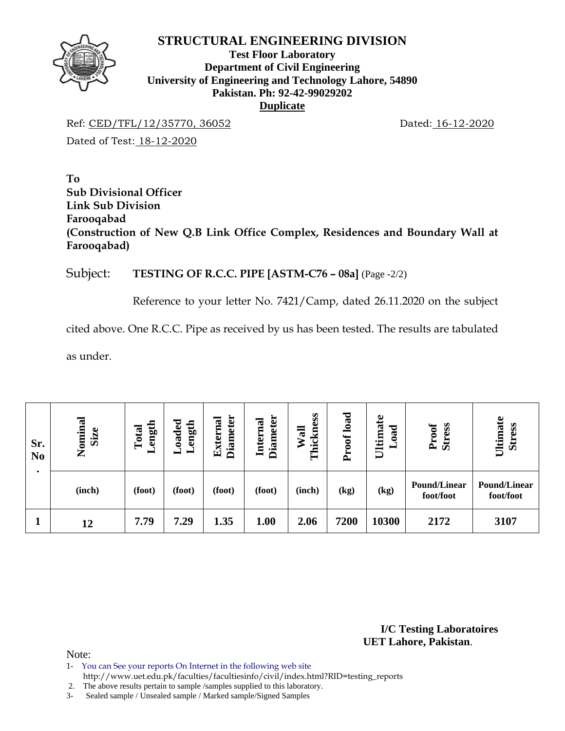# STRUCTURAL ENGINEERING DIVISION

**Test Floor Laboratory**
**Department of Civil Engineering**
**University of Engineering and Technology Lahore, 54890**
**Pakistan. Ph: 92-42-99029202**
**Duplicate**

Ref: CED/TFL/12/35770, 36052 Dated: 16-12-2020

Dated of Test: 18-12-2020

**To**
**Sub Divisional Officer**
**Link Sub Division**
**Farooqabad**
**(Construction of New Q.B Link Office Complex, Residences and Boundary Wall at Farooqabad)**

Subject: **TESTING OF R.C.C. PIPE [ASTM-C76 – 08a]** (Page -2/2)

Reference to your letter No. 7421/Camp, dated 26.11.2020 on the subject cited above. One R.C.C. Pipe as received by us has been tested. The results are tabulated as under.

| Sr. No. | Nominal Size | Total Length | Loaded Length | External Diameter | Internal Diameter | Wall Thickness | Proof load | Ultimate Load | Proof Stress | Ultimate Stress |
|---|---|---|---|---|---|---|---|---|---|---|
| | (inch) | (foot) | (foot) | (foot) | (foot) | (inch) | (kg) | (kg) | Pound/Linear foot/foot | Pound/Linear foot/foot |
| 1 | 12 | 7.79 | 7.29 | 1.35 | 1.00 | 2.06 | 7200 | 10300 | 2172 | 3107 |

**I/C Testing Laboratoires**
**UET Lahore, Pakistan**.

Note:

1- You can See your reports On Internet in the following web site
http://www.uet.edu.pk/faculties/facultiesinfo/civil/index.html?RID=testing_reports

2. The above results pertain to sample /samples supplied to this laboratory.

3- Sealed sample / Unsealed sample / Marked sample/Signed Samples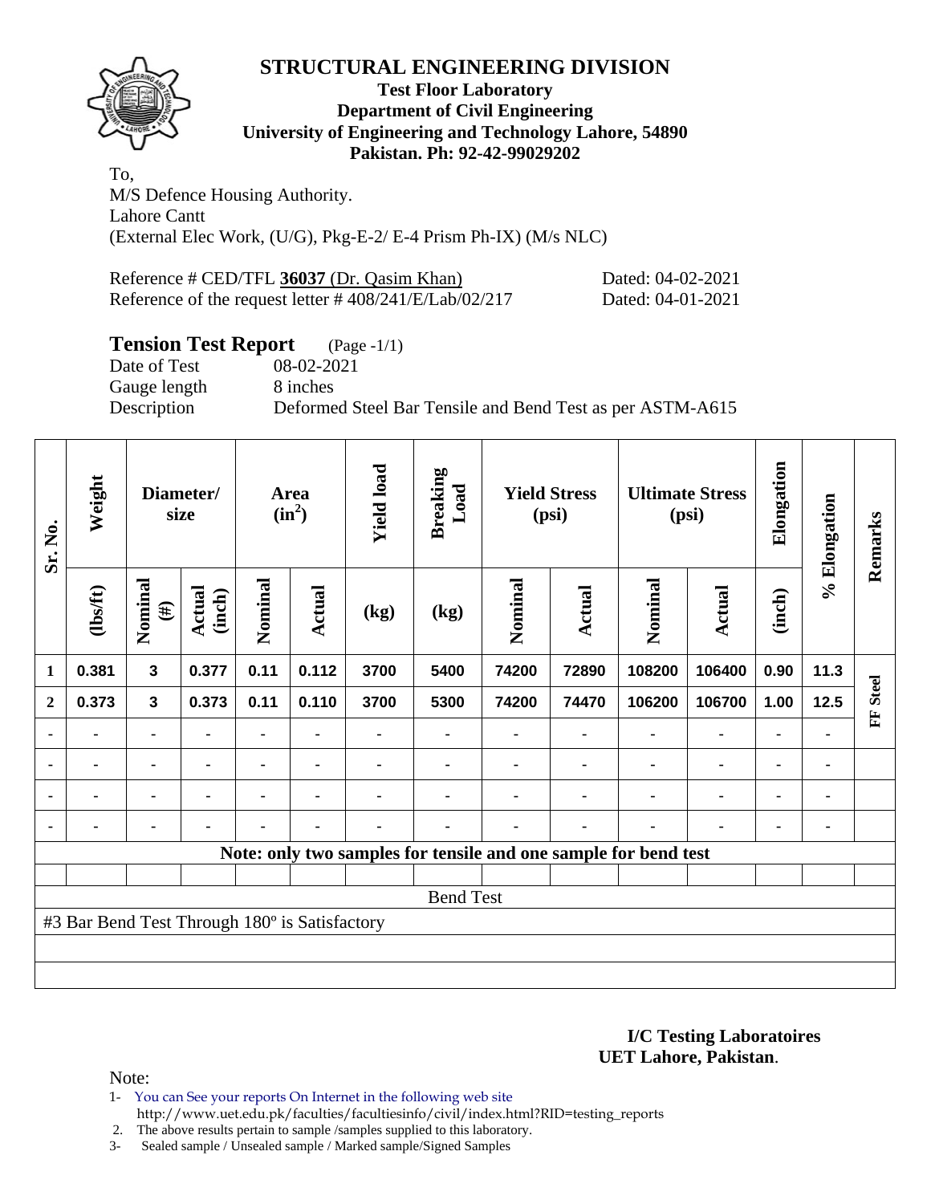## STRUCTURAL ENGINEERING DIVISION

**Test Floor Laboratory**
**Department of Civil Engineering**
**University of Engineering and Technology Lahore, 54890**
**Pakistan. Ph: 92-42-99029202**

To,
M/S Defence Housing Authority.
Lahore Cantt
(External Elec Work, (U/G), Pkg-E-2/ E-4 Prism Ph-IX) (M/s NLC)

Reference # CED/TFL **36037** (Dr. Qasim Khan) Dated: 04-02-2021
Reference of the request letter # 408/241/E/Lab/02/217 Dated: 04-01-2021

### Tension Test Report (Page -1/1)

Date of Test 08-02-2021
Gauge length 8 inches
Description Deformed Steel Bar Tensile and Bend Test as per ASTM-A615

| Sr. No. | Weight | Diameter/ size | | Area ($in^2$) | | Yield load | Breaking Load | Yield Stress (psi) | | Ultimate Stress (psi) | | Elongation | % Elongation | Remarks |
|---|---|---|---|---|---|---|---|---|---|---|---|---|---|---|
| | (lbs/ft) | Nominal (#) | Actual (inch) | Nominal | Actual | (kg) | (kg) | Nominal | Actual | Nominal | Actual | (inch) | | |
| 1 | 0.381 | 3 | 0.377 | 0.11 | 0.112 | 3700 | 5400 | 74200 | 72890 | 108200 | 106400 | 0.90 | 11.3 | FF Steel |
| 2 | 0.373 | 3 | 0.373 | 0.11 | 0.110 | 3700 | 5300 | 74200 | 74470 | 106200 | 106700 | 1.00 | 12.5 | |
| - | - | - | - | - | - | - | - | - | - | - | - | - | - | |
| - | - | - | - | - | - | - | - | - | - | - | - | - | - | |
| - | - | - | - | - | - | - | - | - | - | - | - | - | - | |
| - | - | - | - | - | - | - | - | - | - | - | - | - | - | |

**Note: only two samples for tensile and one sample for bend test**

Bend Test

#3 Bar Bend Test Through 180º is Satisfactory

**I/C Testing Laboratoires**
**UET Lahore, Pakistan**.

Note:
1- You can See your reports On Internet in the following web site
http://www.uet.edu.pk/faculties/facultiesinfo/civil/index.html?RID=testing_reports
2. The above results pertain to sample /samples supplied to this laboratory.
3- Sealed sample / Unsealed sample / Marked sample/Signed Samples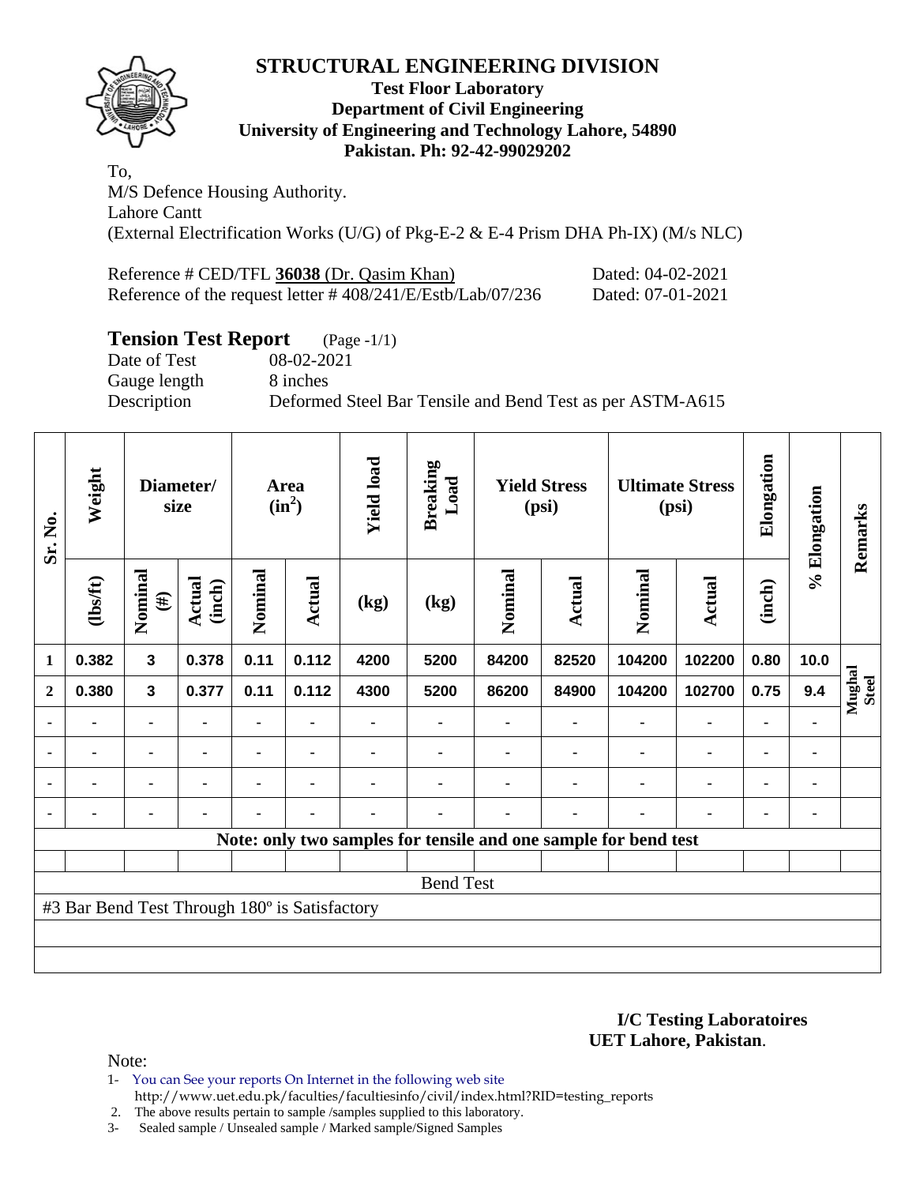# STRUCTURAL ENGINEERING DIVISION

**Test Floor Laboratory**
**Department of Civil Engineering**
**University of Engineering and Technology Lahore, 54890**
**Pakistan. Ph: 92-42-99029202**

To,
M/S Defence Housing Authority.
Lahore Cantt
(External Electrification Works (U/G) of Pkg-E-2 & E-4 Prism DHA Ph-IX) (M/s NLC)

Reference # CED/TFL **36038** (Dr. Qasim Khan) Dated: 04-02-2021
Reference of the request letter # 408/241/E/Estb/Lab/07/236 Dated: 07-01-2021

## Tension Test Report (Page -1/1)

Date of Test 08-02-2021
Gauge length 8 inches
Description Deformed Steel Bar Tensile and Bend Test as per ASTM-A615

| Sr. No. | Weight | Diameter/ size | | Area ($in^2$) | | Yield load | Breaking Load | Yield Stress (psi) | | Ultimate Stress (psi) | | Elongation | % Elongation | Remarks |
|---|---|---|---|---|---|---|---|---|---|---|---|---|---|---|
| | (lbs/ft) | Nominal (#) | Actual (inch) | Nominal | Actual | (kg) | (kg) | Nominal | Actual | Nominal | Actual | (inch) | | |
| 1 | 0.382 | 3 | 0.378 | 0.11 | 0.112 | 4200 | 5200 | 84200 | 82520 | 104200 | 102200 | 0.80 | 10.0 | Mughal Steel |
| 2 | 0.380 | 3 | 0.377 | 0.11 | 0.112 | 4300 | 5200 | 86200 | 84900 | 104200 | 102700 | 0.75 | 9.4 | |
| - | - | - | - | - | - | - | - | - | - | - | - | - | - | |
| - | - | - | - | - | - | - | - | - | - | - | - | - | - | |
| - | - | - | - | - | - | - | - | - | - | - | - | - | - | |
| - | - | - | - | - | - | - | - | - | - | - | - | - | - | |

**Note: only two samples for tensile and one sample for bend test**

Bend Test

#3 Bar Bend Test Through 180º is Satisfactory

**I/C Testing Laboratoires**
**UET Lahore, Pakistan**.

Note:
1- You can See your reports On Internet in the following web site
http://www.uet.edu.pk/faculties/facultiesinfo/civil/index.html?RID=testing_reports
2. The above results pertain to sample /samples supplied to this laboratory.
3- Sealed sample / Unsealed sample / Marked sample/Signed Samples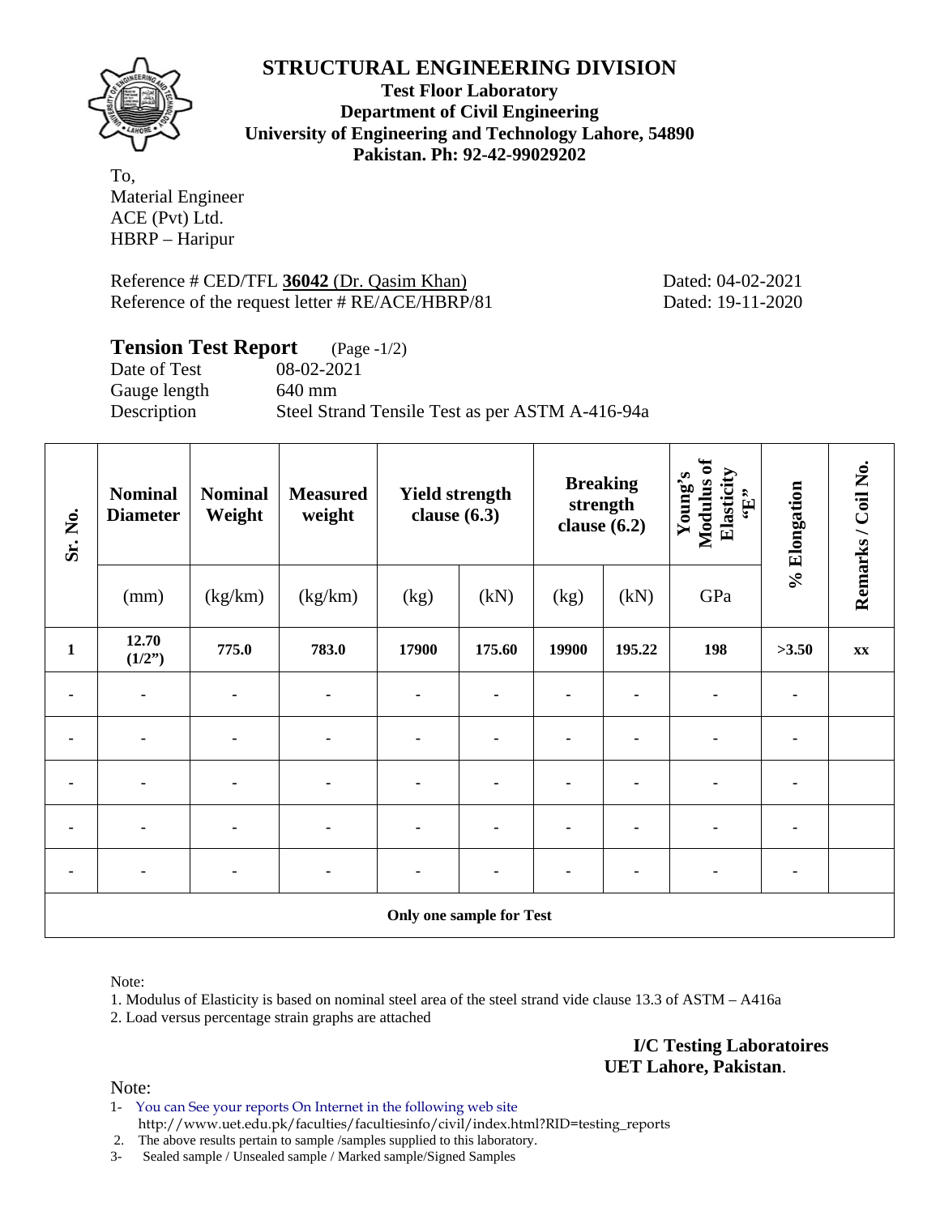# STRUCTURAL ENGINEERING DIVISION

**Test Floor Laboratory**
**Department of Civil Engineering**
**University of Engineering and Technology Lahore, 54890**
**Pakistan. Ph: 92-42-99029202**

To,
Material Engineer
ACE (Pvt) Ltd.
HBRP – Haripur

Reference # CED/TFL **36042** (Dr. Qasim Khan) Dated: 04-02-2021
Reference of the request letter # RE/ACE/HBRP/81 Dated: 19-11-2020

## Tension Test Report (Page -1/2)

Date of Test 08-02-2021
Gauge length 640 mm
Description Steel Strand Tensile Test as per ASTM A-416-94a

| Sr. No. | Nominal Diameter | Nominal Weight | Measured weight | Yield strength clause (6.3) | | Breaking strength clause (6.2) | | Young's Modulus of Elasticity "E" | % Elongation | Remarks / Coil No. |
|---|---|---|---|---|---|---|---|---|---|---|
| | (mm) | (kg/km) | (kg/km) | (kg) | (kN) | (kg) | (kN) | GPa | | |
| **1** | **12.70 (1/2")** | **775.0** | **783.0** | **17900** | **175.60** | **19900** | **195.22** | **198** | **>3.50** | **xx** |
| - | - | - | - | - | - | - | - | - | - | |
| - | - | - | - | - | - | - | - | - | - | |
| - | - | - | - | - | - | - | - | - | - | |
| - | - | - | - | - | - | - | - | - | - | |
| - | - | - | - | - | - | - | - | - | - | |
| **Only one sample for Test** | | | | | | | | | | |

Note:

1. Modulus of Elasticity is based on nominal steel area of the steel strand vide clause 13.3 of ASTM – A416a
2. Load versus percentage strain graphs are attached

**I/C Testing Laboratoires**
**UET Lahore, Pakistan**.

Note:

1- You can See your reports On Internet in the following web site
http://www.uet.edu.pk/faculties/facultiesinfo/civil/index.html?RID=testing_reports
2. The above results pertain to sample /samples supplied to this laboratory.
3- Sealed sample / Unsealed sample / Marked sample/Signed Samples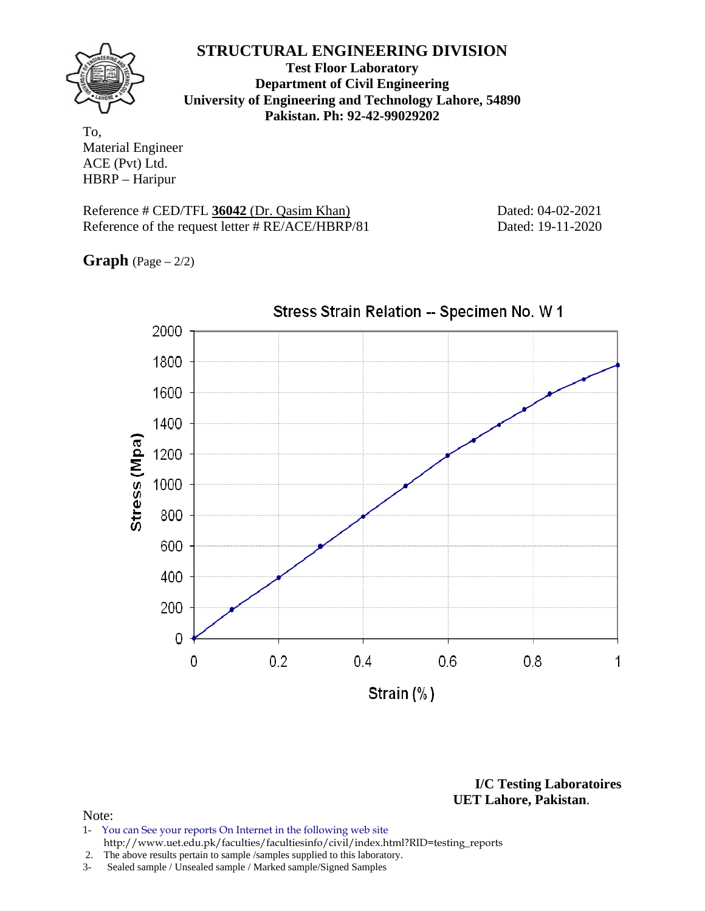# STRUCTURAL ENGINEERING DIVISION

**Test Floor Laboratory**
**Department of Civil Engineering**
**University of Engineering and Technology Lahore, 54890**
**Pakistan. Ph: 92-42-99029202**

To,
Material Engineer
ACE (Pvt) Ltd.
HBRP – Haripur

Reference # CED/TFL **36042** (Dr. Qasim Khan) Dated: 04-02-2021
Reference of the request letter # RE/ACE/HBRP/81 Dated: 19-11-2020

**Graph** (Page – 2/2)

Stress Strain Relation -- Specimen No. W 1

Stress (Mpa)

Strain (%)

**I/C Testing Laboratoires**
**UET Lahore, Pakistan**.

Note:

1- You can See your reports On Internet in the following web site
http://www.uet.edu.pk/faculties/facultiesinfo/civil/index.html?RID=testing_reports
2. The above results pertain to sample /samples supplied to this laboratory.
3- Sealed sample / Unsealed sample / Marked sample/Signed Samples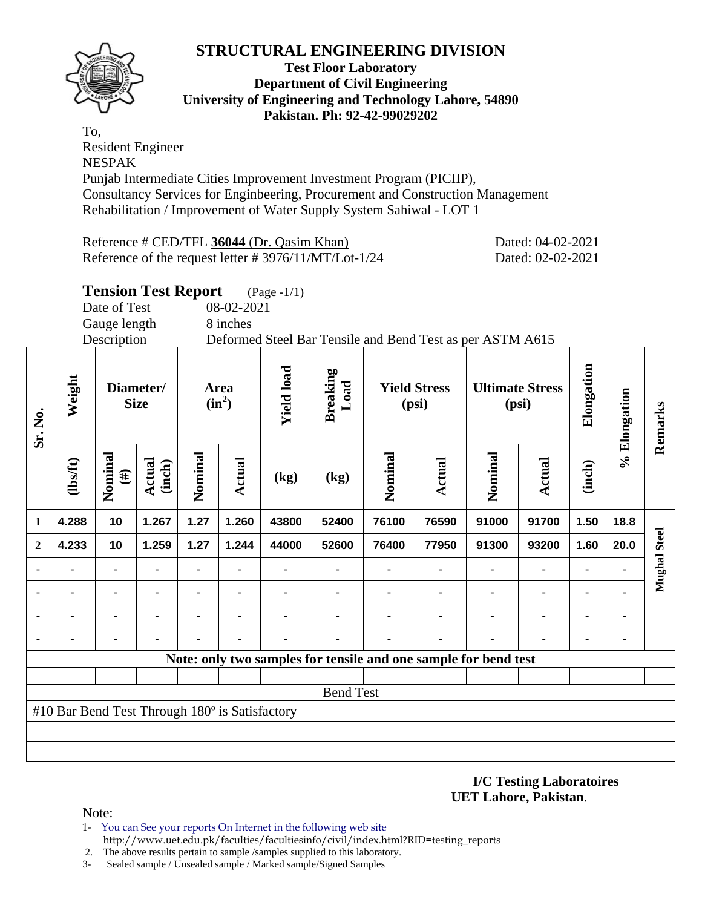# STRUCTURAL ENGINEERING DIVISION

**Test Floor Laboratory**
**Department of Civil Engineering**
**University of Engineering and Technology Lahore, 54890**
**Pakistan. Ph: 92-42-99029202**

To,
Resident Engineer
NESPAK
Punjab Intermediate Cities Improvement Investment Program (PICIIP),
Consultancy Services for Enginbeering, Procurement and Construction Management
Rehabilitation / Improvement of Water Supply System Sahiwal - LOT 1

Reference # CED/TFL **36044** (Dr. Qasim Khan) Dated: 04-02-2021
Reference of the request letter # 3976/11/MT/Lot-1/24 Dated: 02-02-2021

## Tension Test Report (Page -1/1)

Date of Test 08-02-2021
Gauge length 8 inches
Description Deformed Steel Bar Tensile and Bend Test as per ASTM A615

| Sr. No. | Weight | Diameter/ Size | | Area ($in^2$) | | Yield load | Breaking Load | Yield Stress (psi) | | Ultimate Stress (psi) | | Elongation | % Elongation | Remarks |
|---|---|---|---|---|---|---|---|---|---|---|---|---|---|---|
| | (lbs/ft) | Nominal (#) | Actual (inch) | Nominal | Actual | (kg) | (kg) | Nominal | Actual | Nominal | Actual | (inch) | | |
| 1 | 4.288 | 10 | 1.267 | 1.27 | 1.260 | 43800 | 52400 | 76100 | 76590 | 91000 | 91700 | 1.50 | 18.8 | Mughal Steel |
| 2 | 4.233 | 10 | 1.259 | 1.27 | 1.244 | 44000 | 52600 | 76400 | 77950 | 91300 | 93200 | 1.60 | 20.0 | |
| - | - | - | - | - | - | - | - | - | - | - | - | - | - | |
| - | - | - | - | - | - | - | - | - | - | - | - | - | - | |
| - | - | - | - | - | - | - | - | - | - | - | - | - | - | |
| - | - | - | - | - | - | - | - | - | - | - | - | - | - | |

**Note: only two samples for tensile and one sample for bend test**

Bend Test

#10 Bar Bend Test Through 180º is Satisfactory

**I/C Testing Laboratoires**
**UET Lahore, Pakistan**.

Note:
1- You can See your reports On Internet in the following web site
http://www.uet.edu.pk/faculties/facultiesinfo/civil/index.html?RID=testing_reports
2. The above results pertain to sample /samples supplied to this laboratory.
3- Sealed sample / Unsealed sample / Marked sample/Signed Samples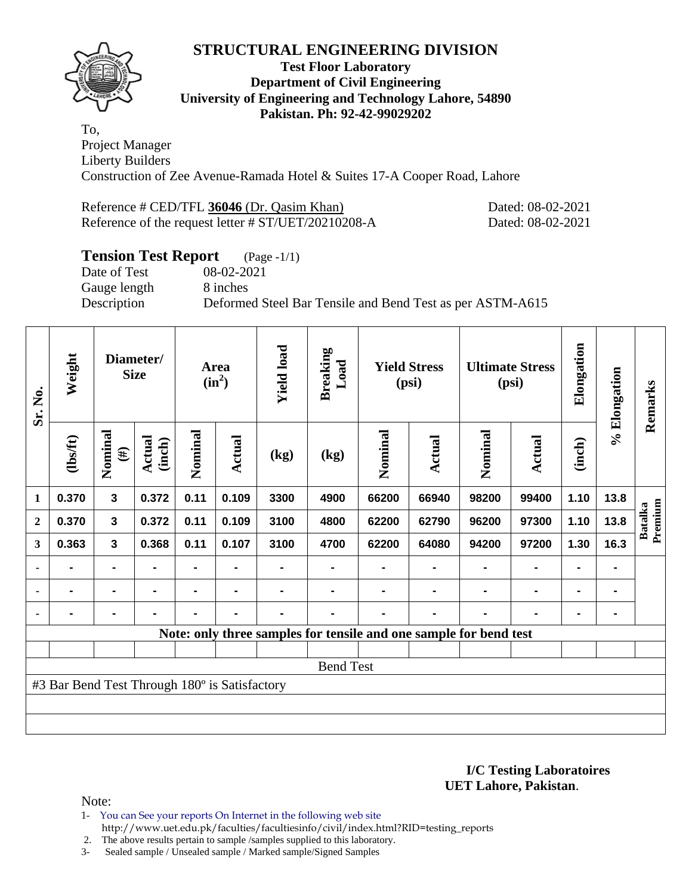# STRUCTURAL ENGINEERING DIVISION

**Test Floor Laboratory**
**Department of Civil Engineering**
**University of Engineering and Technology Lahore, 54890**
**Pakistan. Ph: 92-42-99029202**

To,
Project Manager
Liberty Builders
Construction of Zee Avenue-Ramada Hotel & Suites 17-A Cooper Road, Lahore

Reference # CED/TFL **36046** (Dr. Qasim Khan) Dated: 08-02-2021
Reference of the request letter # ST/UET/20210208-A Dated: 08-02-2021

## Tension Test Report (Page -1/1)

Date of Test 08-02-2021
Gauge length 8 inches
Description Deformed Steel Bar Tensile and Bend Test as per ASTM-A615

| Sr. No. | Weight | Diameter/ Size | | Area ($in^2$) | | Yield load | Breaking Load | Yield Stress (psi) | | Ultimate Stress (psi) | | Elongation | % Elongation | Remarks |
|---|---|---|---|---|---|---|---|---|---|---|---|---|---|---|
| | (lbs/ft) | Nominal (#) | Actual (inch) | Nominal | Actual | (kg) | (kg) | Nominal | Actual | Nominal | Actual | (inch) | | |
| 1 | 0.370 | 3 | 0.372 | 0.11 | 0.109 | 3300 | 4900 | 66200 | 66940 | 98200 | 99400 | 1.10 | 13.8 | Batalka Premium |
| 2 | 0.370 | 3 | 0.372 | 0.11 | 0.109 | 3100 | 4800 | 62200 | 62790 | 96200 | 97300 | 1.10 | 13.8 | |
| 3 | 0.363 | 3 | 0.368 | 0.11 | 0.107 | 3100 | 4700 | 62200 | 64080 | 94200 | 97200 | 1.30 | 16.3 | |
| - | - | - | - | - | - | - | - | - | - | - | - | - | - | |
| - | - | - | - | - | - | - | - | - | - | - | - | - | - | |
| - | - | - | - | - | - | - | - | - | - | - | - | - | - | |

Note: only three samples for tensile and one sample for bend test

**Bend Test**

#3 Bar Bend Test Through 180º is Satisfactory

**I/C Testing Laboratoires**
**UET Lahore, Pakistan**.

Note:
1- You can See your reports On Internet in the following web site
http://www.uet.edu.pk/faculties/facultiesinfo/civil/index.html?RID=testing_reports
2. The above results pertain to sample /samples supplied to this laboratory.
3- Sealed sample / Unsealed sample / Marked sample/Signed Samples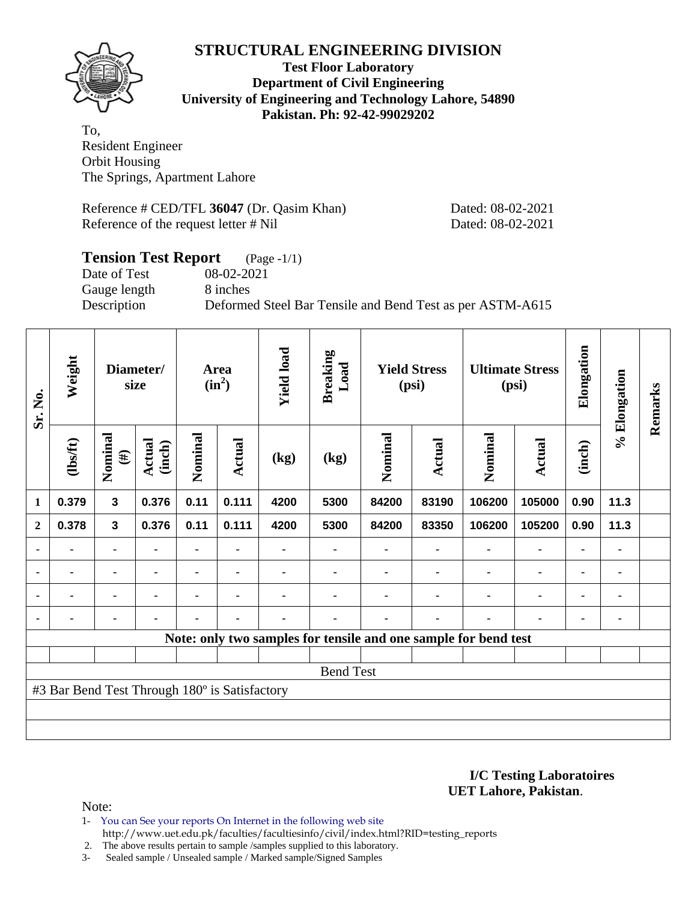# STRUCTURAL ENGINEERING DIVISION

**Test Floor Laboratory**
**Department of Civil Engineering**
**University of Engineering and Technology Lahore, 54890**
**Pakistan. Ph: 92-42-99029202**

To,
Resident Engineer
Orbit Housing
The Springs, Apartment Lahore

Reference # CED/TFL **36047** (Dr. Qasim Khan) Dated: 08-02-2021
Reference of the request letter # Nil Dated: 08-02-2021

## Tension Test Report (Page -1/1)

Date of Test 08-02-2021
Gauge length 8 inches
Description Deformed Steel Bar Tensile and Bend Test as per ASTM-A615

| Sr. No. | Weight | Diameter/ size | | Area ($in^2$) | | Yield load | Breaking Load | Yield Stress (psi) | | Ultimate Stress (psi) | | Elongation | % Elongation | Remarks |
|---|---|---|---|---|---|---|---|---|---|---|---|---|---|---|
| | (lbs/ft) | Nominal (#) | Actual (inch) | Nominal | Actual | (kg) | (kg) | Nominal | Actual | Nominal | Actual | (inch) | | |
| 1 | 0.379 | 3 | 0.376 | 0.11 | 0.111 | 4200 | 5300 | 84200 | 83190 | 106200 | 105000 | 0.90 | 11.3 | |
| 2 | 0.378 | 3 | 0.376 | 0.11 | 0.111 | 4200 | 5300 | 84200 | 83350 | 106200 | 105200 | 0.90 | 11.3 | |
| - | - | - | - | - | - | - | - | - | - | - | - | - | - | |
| - | - | - | - | - | - | - | - | - | - | - | - | - | - | |
| - | - | - | - | - | - | - | - | - | - | - | - | - | - | |
| - | - | - | - | - | - | - | - | - | - | - | - | - | - | |
| Note: only two samples for tensile and one sample for bend test | | | | | | | | | | | | | | |
| | | | | | | | | | | | | | | |
| Bend Test | | | | | | | | | | | | | | |
| #3 Bar Bend Test Through 180º is Satisfactory | | | | | | | | | | | | | | |

**I/C Testing Laboratoires**
**UET Lahore, Pakistan**.

Note:

1- You can See your reports On Internet in the following web site
http://www.uet.edu.pk/faculties/facultiesinfo/civil/index.html?RID=testing_reports
2. The above results pertain to sample /samples supplied to this laboratory.
3- Sealed sample / Unsealed sample / Marked sample/Signed Samples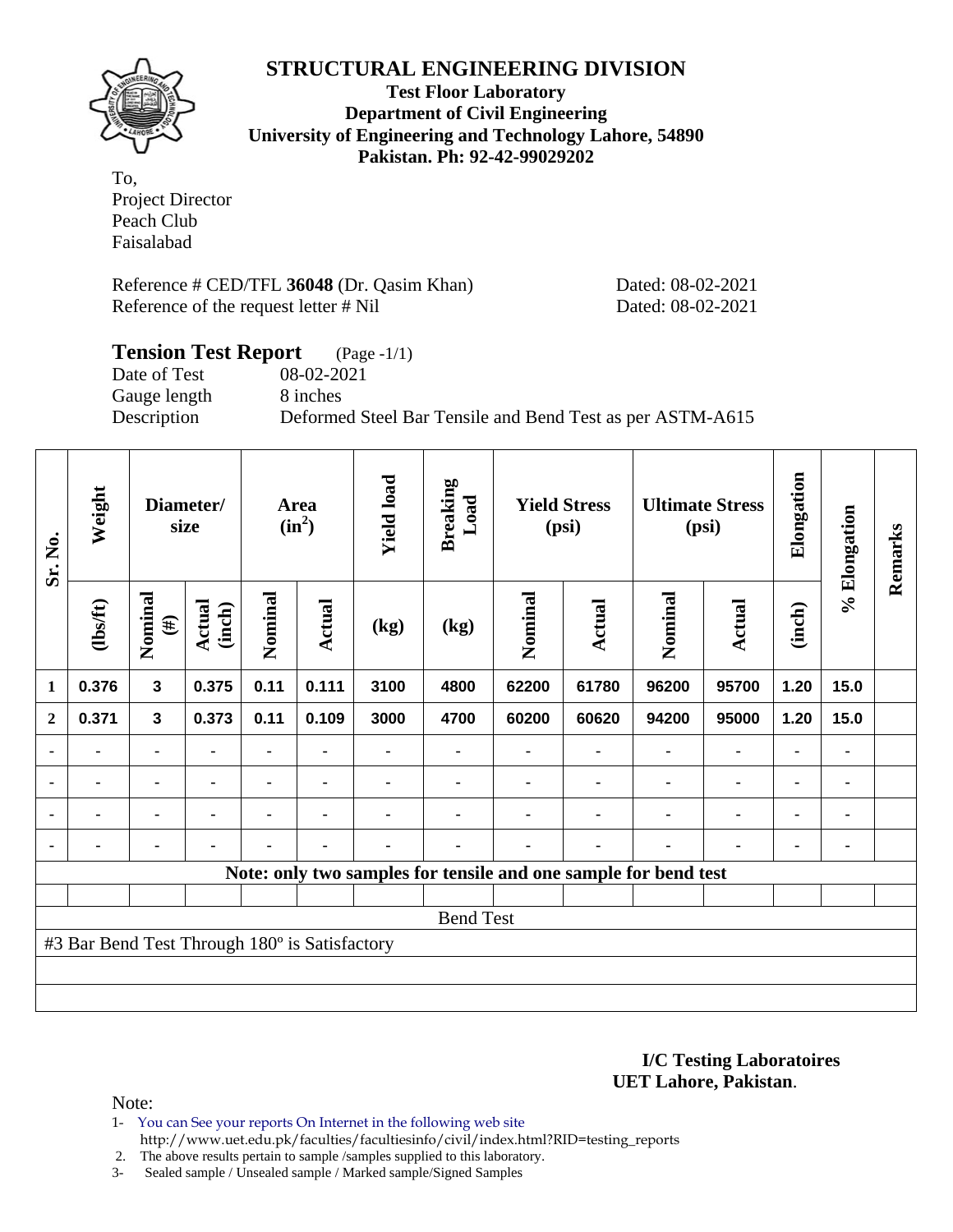## STRUCTURAL ENGINEERING DIVISION

**Test Floor Laboratory**
**Department of Civil Engineering**
**University of Engineering and Technology Lahore, 54890**
**Pakistan. Ph: 92-42-99029202**

To,
Project Director
Peach Club
Faisalabad

Reference # CED/TFL **36048** (Dr. Qasim Khan) Dated: 08-02-2021
Reference of the request letter # Nil Dated: 08-02-2021

### Tension Test Report (Page -1/1)

Date of Test 08-02-2021
Gauge length 8 inches
Description Deformed Steel Bar Tensile and Bend Test as per ASTM-A615

| Sr. No. | Weight | Diameter/ size | | Area ($in^2$) | | Yield load | Breaking Load | Yield Stress (psi) | | Ultimate Stress (psi) | | Elongation | % Elongation | Remarks |
|---|---|---|---|---|---|---|---|---|---|---|---|---|---|---|
| | (lbs/ft) | Nominal (#) | Actual (inch) | Nominal | Actual | (kg) | (kg) | Nominal | Actual | Nominal | Actual | (inch) | | |
| 1 | 0.376 | 3 | 0.375 | 0.11 | 0.111 | 3100 | 4800 | 62200 | 61780 | 96200 | 95700 | 1.20 | 15.0 | |
| 2 | 0.371 | 3 | 0.373 | 0.11 | 0.109 | 3000 | 4700 | 60200 | 60620 | 94200 | 95000 | 1.20 | 15.0 | |
| - | - | - | - | - | - | - | - | - | - | - | - | - | - | |
| - | - | - | - | - | - | - | - | - | - | - | - | - | - | |
| - | - | - | - | - | - | - | - | - | - | - | - | - | - | |
| - | - | - | - | - | - | - | - | - | - | - | - | - | - | |
| Note: only two samples for tensile and one sample for bend test | | | | | | | | | | | | | | |
| Bend Test | | | | | | | | | | | | | | |
| #3 Bar Bend Test Through 180º is Satisfactory | | | | | | | | | | | | | | |

**I/C Testing Laboratoires**
**UET Lahore, Pakistan**.

Note:

1- You can See your reports On Internet in the following web site
http://www.uet.edu.pk/faculties/facultiesinfo/civil/index.html?RID=testing_reports
2. The above results pertain to sample /samples supplied to this laboratory.
3- Sealed sample / Unsealed sample / Marked sample/Signed Samples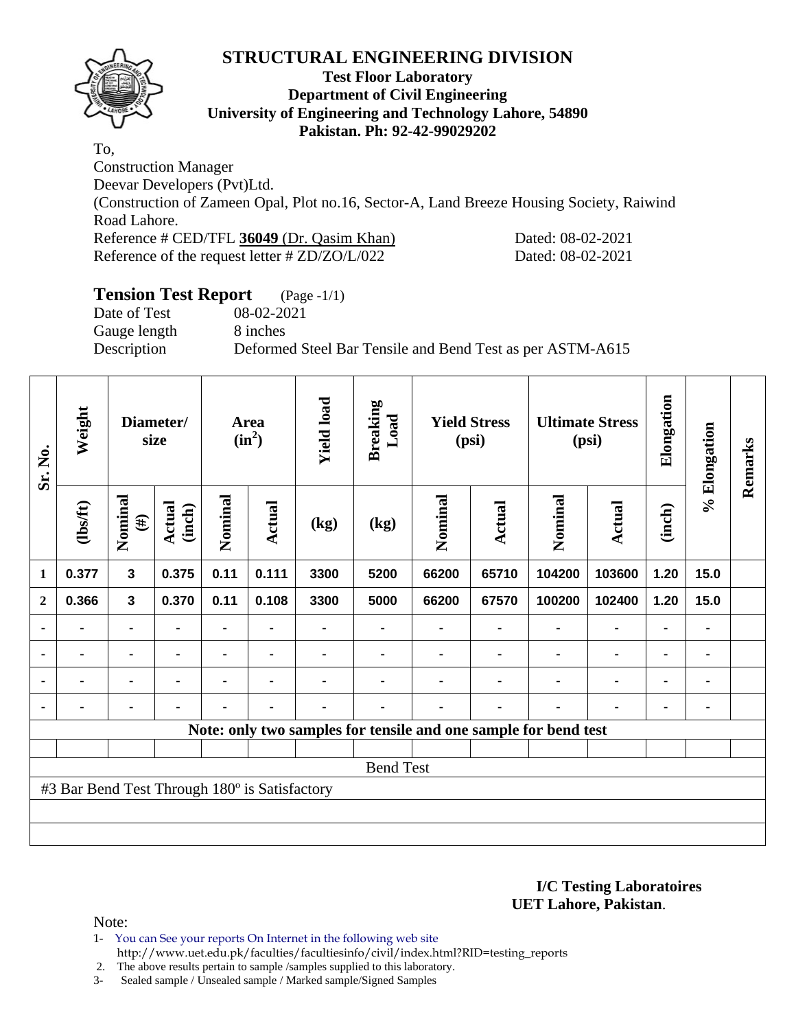# STRUCTURAL ENGINEERING DIVISION

**Test Floor Laboratory**
**Department of Civil Engineering**
**University of Engineering and Technology Lahore, 54890**
**Pakistan. Ph: 92-42-99029202**

To,
Construction Manager
Deevar Developers (Pvt)Ltd.
(Construction of Zameen Opal, Plot no.16, Sector-A, Land Breeze Housing Society, Raiwind Road Lahore.
Reference # CED/TFL **36049** (Dr. Qasim Khan) Dated: 08-02-2021
Reference of the request letter # ZD/ZO/L/022 Dated: 08-02-2021

## Tension Test Report (Page -1/1)

Date of Test 08-02-2021
Gauge length 8 inches
Description Deformed Steel Bar Tensile and Bend Test as per ASTM-A615

| Sr. No. | Weight | Diameter/ size | | Area ($in^2$) | | Yield load | Breaking Load | Yield Stress (psi) | | Ultimate Stress (psi) | | Elongation | % Elongation | Remarks |
|---|---|---|---|---|---|---|---|---|---|---|---|---|---|---|
| | (lbs/ft) | Nominal (#) | Actual (inch) | Nominal | Actual | (kg) | (kg) | Nominal | Actual | Nominal | Actual | (inch) | | |
| 1 | 0.377 | 3 | 0.375 | 0.11 | 0.111 | 3300 | 5200 | 66200 | 65710 | 104200 | 103600 | 1.20 | 15.0 | |
| 2 | 0.366 | 3 | 0.370 | 0.11 | 0.108 | 3300 | 5000 | 66200 | 67570 | 100200 | 102400 | 1.20 | 15.0 | |
| - | - | - | - | - | - | - | - | - | - | - | - | - | - | |
| - | - | - | - | - | - | - | - | - | - | - | - | - | - | |
| - | - | - | - | - | - | - | - | - | - | - | - | - | - | |
| - | - | - | - | - | - | - | - | - | - | - | - | - | - | |

Note: only two samples for tensile and one sample for bend test

Bend Test

#3 Bar Bend Test Through 180º is Satisfactory

**I/C Testing Laboratoires**
**UET Lahore, Pakistan**.

Note:
1- You can See your reports On Internet in the following web site
http://www.uet.edu.pk/faculties/facultiesinfo/civil/index.html?RID=testing_reports
2. The above results pertain to sample /samples supplied to this laboratory.
3- Sealed sample / Unsealed sample / Marked sample/Signed Samples